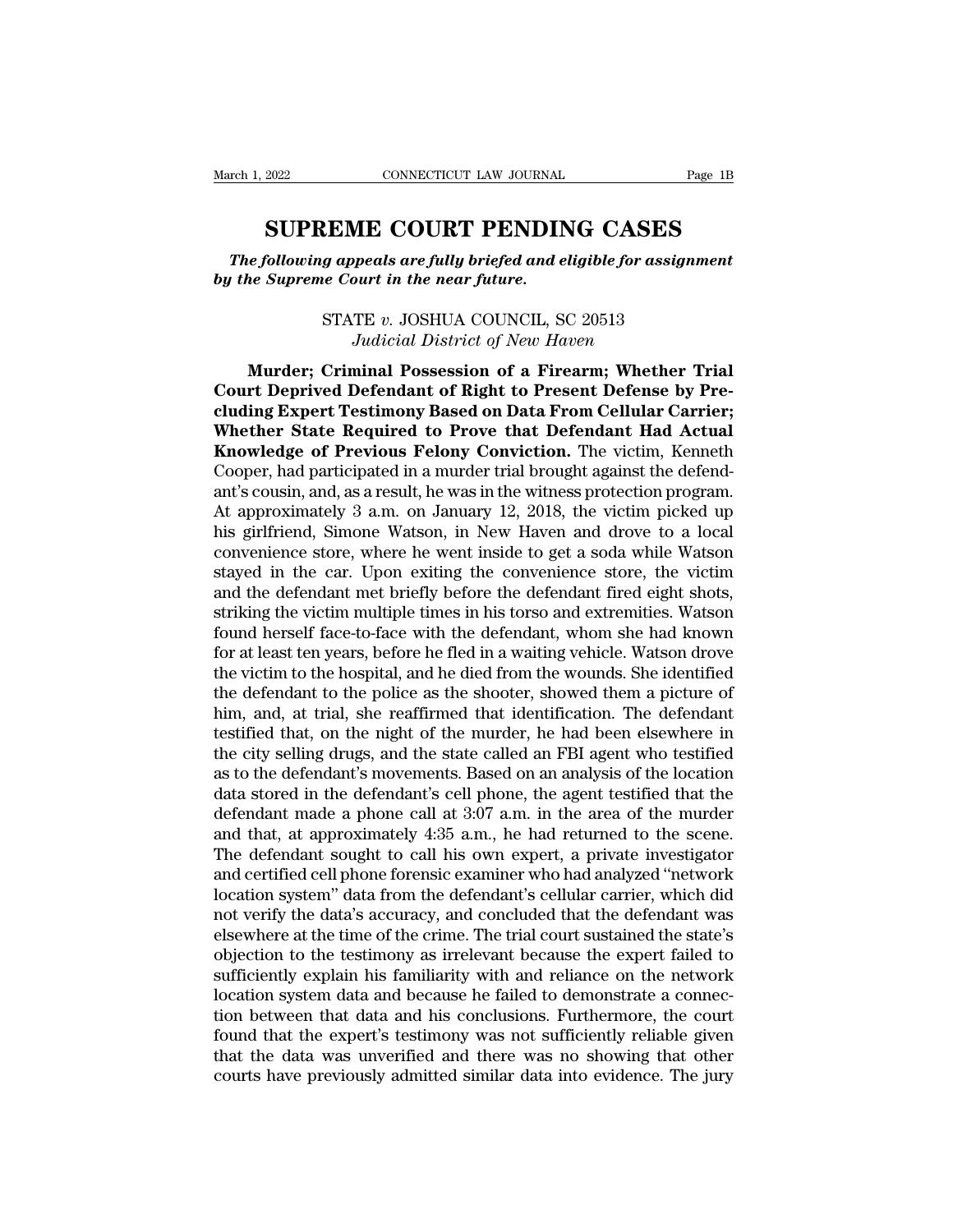# SUPREME COURT PENDING CASES

***The following appeals are fully briefed and eligible for assignment by the Supreme Court in the near future.***

STATE *v.* JOSHUA COUNCIL, SC 20513
*Judicial District of New Haven*

**Murder; Criminal Possession of a Firearm; Whether Trial Court Deprived Defendant of Right to Present Defense by Precluding Expert Testimony Based on Data From Cellular Carrier; Whether State Required to Prove that Defendant Had Actual Knowledge of Previous Felony Conviction.** The victim, Kenneth Cooper, had participated in a murder trial brought against the defendant's cousin, and, as a result, he was in the witness protection program. At approximately 3 a.m. on January 12, 2018, the victim picked up his girlfriend, Simone Watson, in New Haven and drove to a local convenience store, where he went inside to get a soda while Watson stayed in the car. Upon exiting the convenience store, the victim and the defendant met briefly before the defendant fired eight shots, striking the victim multiple times in his torso and extremities. Watson found herself face-to-face with the defendant, whom she had known for at least ten years, before he fled in a waiting vehicle. Watson drove the victim to the hospital, and he died from the wounds. She identified the defendant to the police as the shooter, showed them a picture of him, and, at trial, she reaffirmed that identification. The defendant testified that, on the night of the murder, he had been elsewhere in the city selling drugs, and the state called an FBI agent who testified as to the defendant's movements. Based on an analysis of the location data stored in the defendant's cell phone, the agent testified that the defendant made a phone call at 3:07 a.m. in the area of the murder and that, at approximately 4:35 a.m., he had returned to the scene. The defendant sought to call his own expert, a private investigator and certified cell phone forensic examiner who had analyzed "network location system" data from the defendant's cellular carrier, which did not verify the data's accuracy, and concluded that the defendant was elsewhere at the time of the crime. The trial court sustained the state's objection to the testimony as irrelevant because the expert failed to sufficiently explain his familiarity with and reliance on the network location system data and because he failed to demonstrate a connection between that data and his conclusions. Furthermore, the court found that the expert's testimony was not sufficiently reliable given that the data was unverified and there was no showing that other courts have previously admitted similar data into evidence. The jury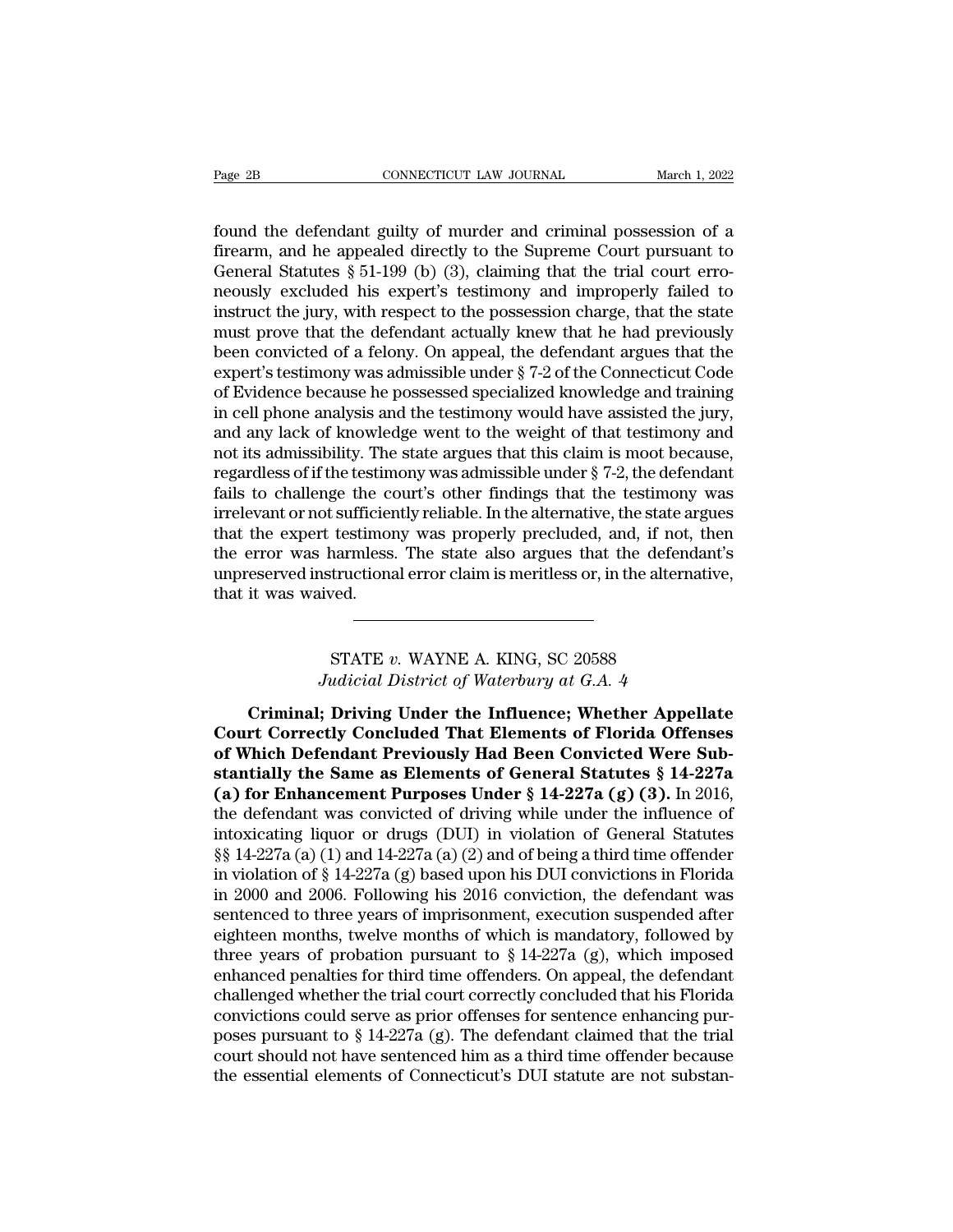found the defendant guilty of murder and criminal possession of a firearm, and he appealed directly to the Supreme Court pursuant to General Statutes § 51-199 (b) (3), claiming that the trial court erroneously excluded his expert's testimony and improperly failed to instruct the jury, with respect to the possession charge, that the state must prove that the defendant actually knew that he had previously been convicted of a felony. On appeal, the defendant argues that the expert's testimony was admissible under § 7-2 of the Connecticut Code of Evidence because he possessed specialized knowledge and training in cell phone analysis and the testimony would have assisted the jury, and any lack of knowledge went to the weight of that testimony and not its admissibility. The state argues that this claim is moot because, regardless of if the testimony was admissible under § 7-2, the defendant fails to challenge the court's other findings that the testimony was irrelevant or not sufficiently reliable. In the alternative, the state argues that the expert testimony was properly precluded, and, if not, then the error was harmless. The state also argues that the defendant's unpreserved instructional error claim is meritless or, in the alternative, that it was waived.

---

STATE *v.* WAYNE A. KING, SC 20588
*Judicial District of Waterbury at G.A. 4*

**Criminal; Driving Under the Influence; Whether Appellate Court Correctly Concluded That Elements of Florida Offenses of Which Defendant Previously Had Been Convicted Were Substantially the Same as Elements of General Statutes § 14-227a (a) for Enhancement Purposes Under § 14-227a (g) (3).** In 2016, the defendant was convicted of driving while under the influence of intoxicating liquor or drugs (DUI) in violation of General Statutes §§ 14-227a (a) (1) and 14-227a (a) (2) and of being a third time offender in violation of § 14-227a (g) based upon his DUI convictions in Florida in 2000 and 2006. Following his 2016 conviction, the defendant was sentenced to three years of imprisonment, execution suspended after eighteen months, twelve months of which is mandatory, followed by three years of probation pursuant to § 14-227a (g), which imposed enhanced penalties for third time offenders. On appeal, the defendant challenged whether the trial court correctly concluded that his Florida convictions could serve as prior offenses for sentence enhancing purposes pursuant to § 14-227a (g). The defendant claimed that the trial court should not have sentenced him as a third time offender because the essential elements of Connecticut's DUI statute are not substan-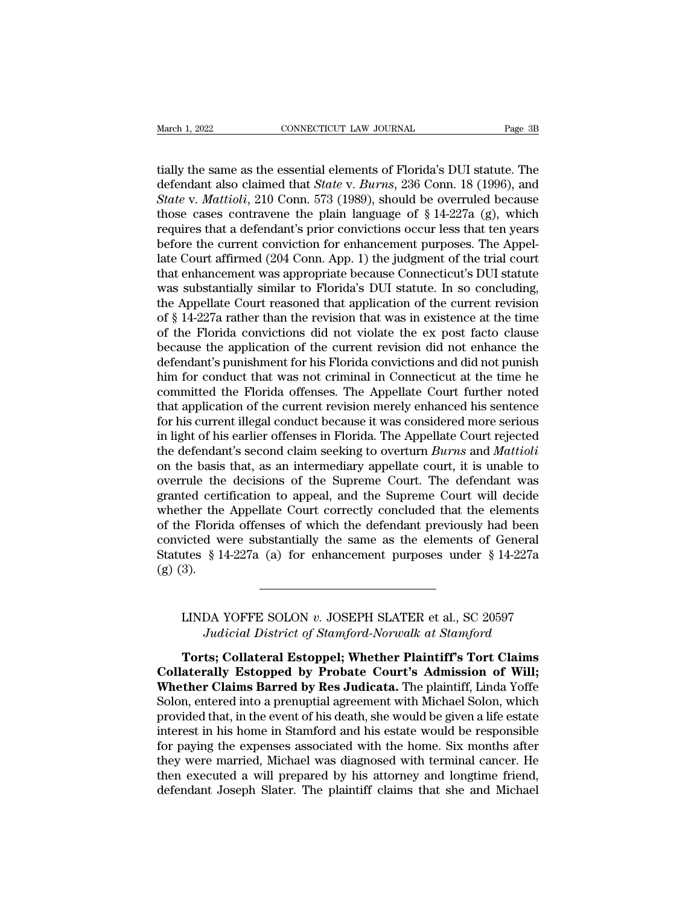tially the same as the essential elements of Florida's DUI statute. The defendant also claimed that *State* v. *Burns*, 236 Conn. 18 (1996), and *State* v. *Mattioli*, 210 Conn. 573 (1989), should be overruled because those cases contravene the plain language of § 14-227a (g), which requires that a defendant's prior convictions occur less that ten years before the current conviction for enhancement purposes. The Appellate Court affirmed (204 Conn. App. 1) the judgment of the trial court that enhancement was appropriate because Connecticut's DUI statute was substantially similar to Florida's DUI statute. In so concluding, the Appellate Court reasoned that application of the current revision of § 14-227a rather than the revision that was in existence at the time of the Florida convictions did not violate the ex post facto clause because the application of the current revision did not enhance the defendant's punishment for his Florida convictions and did not punish him for conduct that was not criminal in Connecticut at the time he committed the Florida offenses. The Appellate Court further noted that application of the current revision merely enhanced his sentence for his current illegal conduct because it was considered more serious in light of his earlier offenses in Florida. The Appellate Court rejected the defendant's second claim seeking to overturn *Burns* and *Mattioli* on the basis that, as an intermediary appellate court, it is unable to overrule the decisions of the Supreme Court. The defendant was granted certification to appeal, and the Supreme Court will decide whether the Appellate Court correctly concluded that the elements of the Florida offenses of which the defendant previously had been convicted were substantially the same as the elements of General Statutes § 14-227a (a) for enhancement purposes under § 14-227a (g) (3).

---

LINDA YOFFE SOLON *v.* JOSEPH SLATER et al., SC 20597
*Judicial District of Stamford-Norwalk at Stamford*

**Torts; Collateral Estoppel; Whether Plaintiff's Tort Claims Collaterally Estopped by Probate Court's Admission of Will; Whether Claims Barred by Res Judicata.** The plaintiff, Linda Yoffe Solon, entered into a prenuptial agreement with Michael Solon, which provided that, in the event of his death, she would be given a life estate interest in his home in Stamford and his estate would be responsible for paying the expenses associated with the home. Six months after they were married, Michael was diagnosed with terminal cancer. He then executed a will prepared by his attorney and longtime friend, defendant Joseph Slater. The plaintiff claims that she and Michael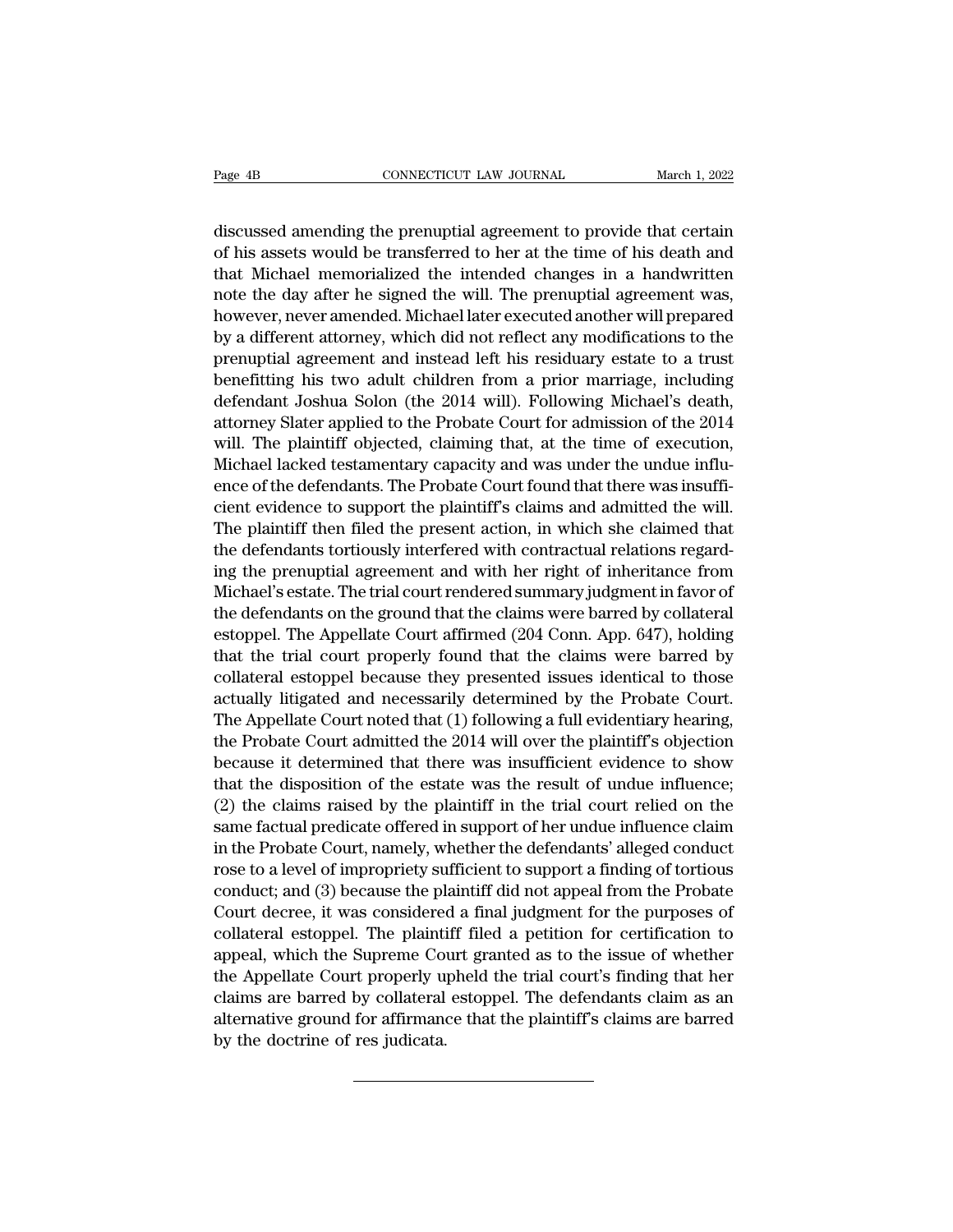discussed amending the prenuptial agreement to provide that certain of his assets would be transferred to her at the time of his death and that Michael memorialized the intended changes in a handwritten note the day after he signed the will. The prenuptial agreement was, however, never amended. Michael later executed another will prepared by a different attorney, which did not reflect any modifications to the prenuptial agreement and instead left his residuary estate to a trust benefitting his two adult children from a prior marriage, including defendant Joshua Solon (the 2014 will). Following Michael's death, attorney Slater applied to the Probate Court for admission of the 2014 will. The plaintiff objected, claiming that, at the time of execution, Michael lacked testamentary capacity and was under the undue influence of the defendants. The Probate Court found that there was insufficient evidence to support the plaintiff's claims and admitted the will. The plaintiff then filed the present action, in which she claimed that the defendants tortiously interfered with contractual relations regarding the prenuptial agreement and with her right of inheritance from Michael's estate. The trial court rendered summary judgment in favor of the defendants on the ground that the claims were barred by collateral estoppel. The Appellate Court affirmed (204 Conn. App. 647), holding that the trial court properly found that the claims were barred by collateral estoppel because they presented issues identical to those actually litigated and necessarily determined by the Probate Court. The Appellate Court noted that (1) following a full evidentiary hearing, the Probate Court admitted the 2014 will over the plaintiff's objection because it determined that there was insufficient evidence to show that the disposition of the estate was the result of undue influence; (2) the claims raised by the plaintiff in the trial court relied on the same factual predicate offered in support of her undue influence claim in the Probate Court, namely, whether the defendants' alleged conduct rose to a level of impropriety sufficient to support a finding of tortious conduct; and (3) because the plaintiff did not appeal from the Probate Court decree, it was considered a final judgment for the purposes of collateral estoppel. The plaintiff filed a petition for certification to appeal, which the Supreme Court granted as to the issue of whether the Appellate Court properly upheld the trial court's finding that her claims are barred by collateral estoppel. The defendants claim as an alternative ground for affirmance that the plaintiff's claims are barred by the doctrine of res judicata.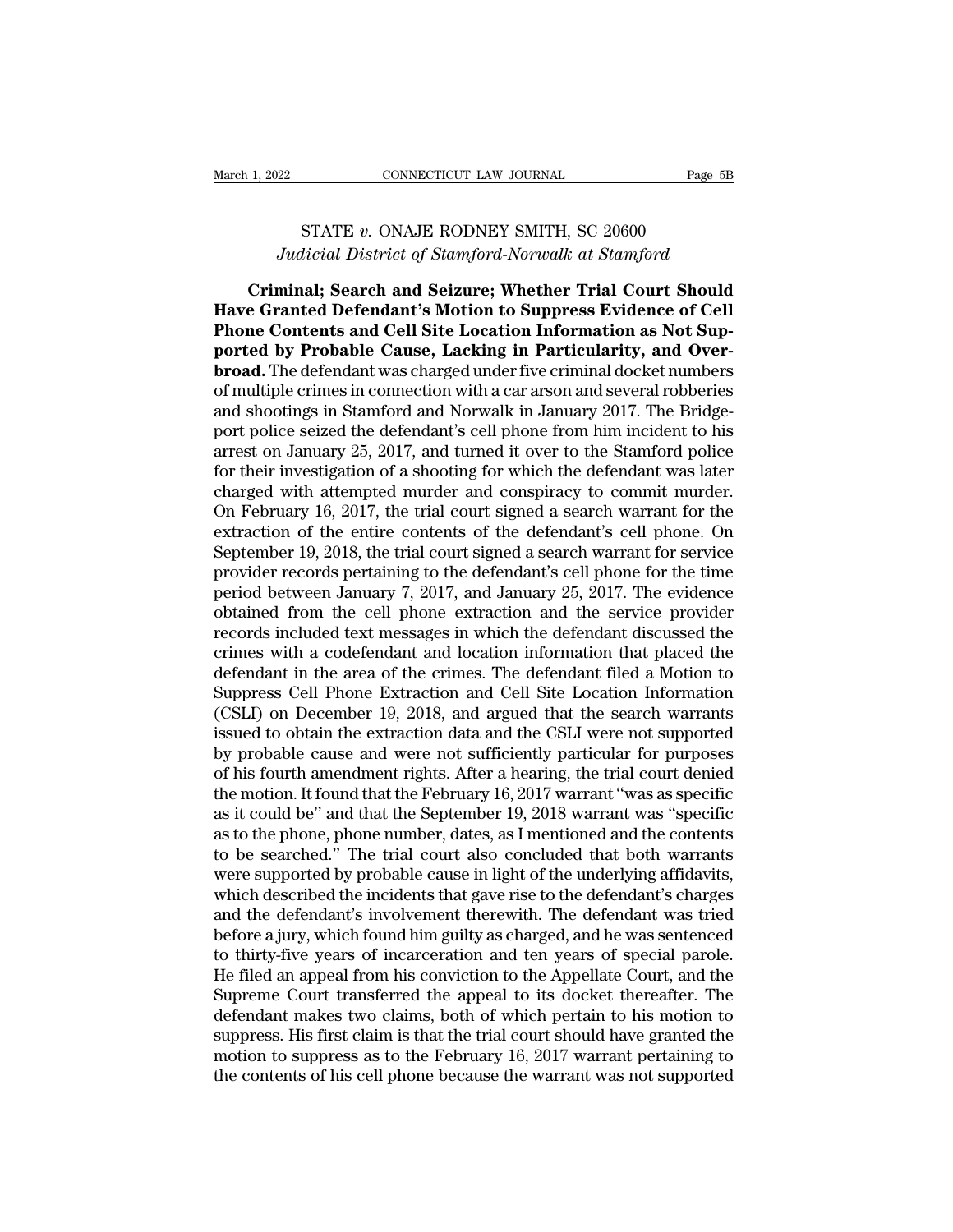STATE *v.* ONAJE RODNEY SMITH, SC 20600

*Judicial District of Stamford-Norwalk at Stamford*

**Criminal; Search and Seizure; Whether Trial Court Should Have Granted Defendant's Motion to Suppress Evidence of Cell Phone Contents and Cell Site Location Information as Not Supported by Probable Cause, Lacking in Particularity, and Overbroad.** The defendant was charged under five criminal docket numbers of multiple crimes in connection with a car arson and several robberies and shootings in Stamford and Norwalk in January 2017. The Bridgeport police seized the defendant's cell phone from him incident to his arrest on January 25, 2017, and turned it over to the Stamford police for their investigation of a shooting for which the defendant was later charged with attempted murder and conspiracy to commit murder. On February 16, 2017, the trial court signed a search warrant for the extraction of the entire contents of the defendant's cell phone. On September 19, 2018, the trial court signed a search warrant for service provider records pertaining to the defendant's cell phone for the time period between January 7, 2017, and January 25, 2017. The evidence obtained from the cell phone extraction and the service provider records included text messages in which the defendant discussed the crimes with a codefendant and location information that placed the defendant in the area of the crimes. The defendant filed a Motion to Suppress Cell Phone Extraction and Cell Site Location Information (CSLI) on December 19, 2018, and argued that the search warrants issued to obtain the extraction data and the CSLI were not supported by probable cause and were not sufficiently particular for purposes of his fourth amendment rights. After a hearing, the trial court denied the motion. It found that the February 16, 2017 warrant "was as specific as it could be" and that the September 19, 2018 warrant was "specific as to the phone, phone number, dates, as I mentioned and the contents to be searched." The trial court also concluded that both warrants were supported by probable cause in light of the underlying affidavits, which described the incidents that gave rise to the defendant's charges and the defendant's involvement therewith. The defendant was tried before a jury, which found him guilty as charged, and he was sentenced to thirty-five years of incarceration and ten years of special parole. He filed an appeal from his conviction to the Appellate Court, and the Supreme Court transferred the appeal to its docket thereafter. The defendant makes two claims, both of which pertain to his motion to suppress. His first claim is that the trial court should have granted the motion to suppress as to the February 16, 2017 warrant pertaining to the contents of his cell phone because the warrant was not supported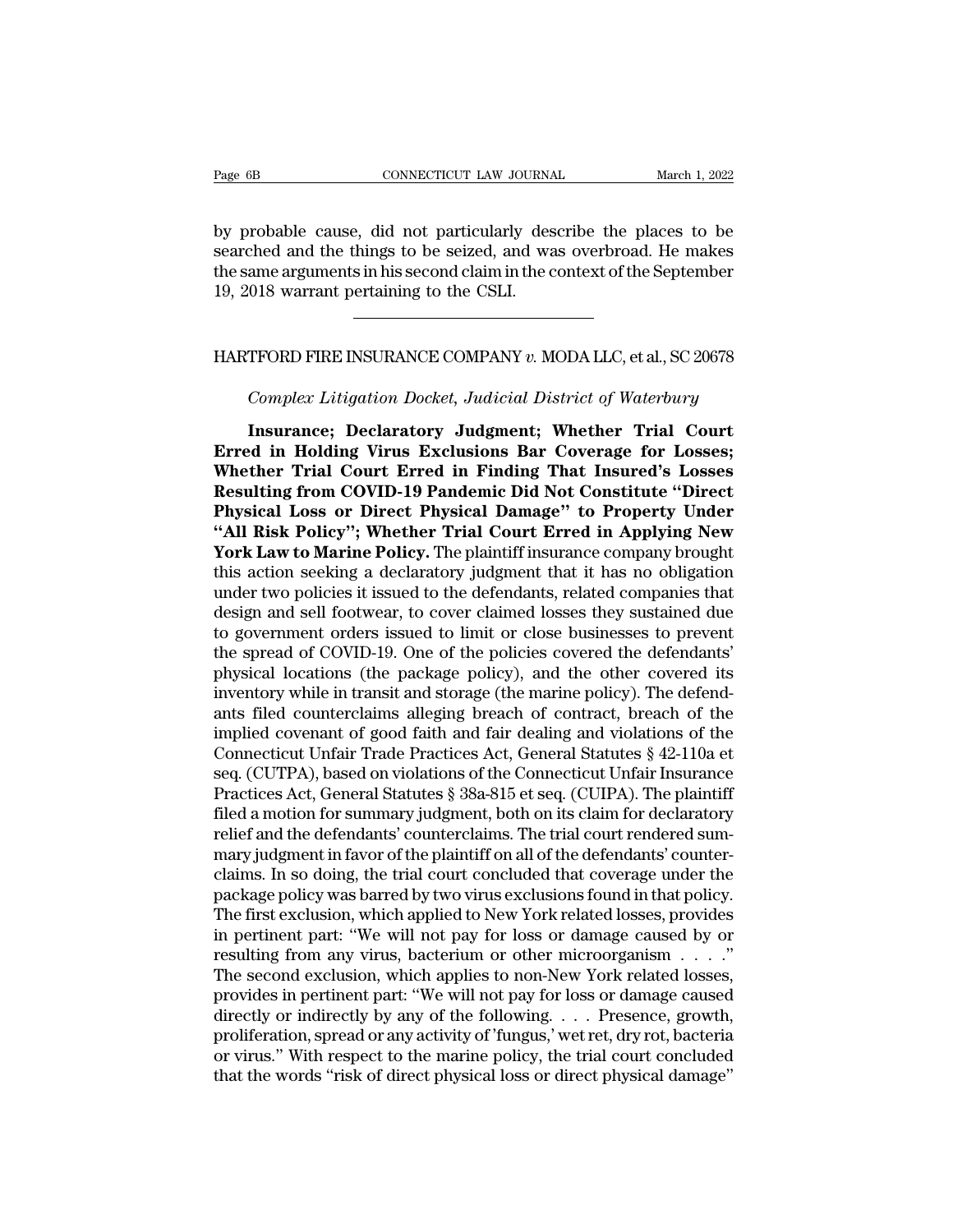by probable cause, did not particularly describe the places to be searched and the things to be seized, and was overbroad. He makes the same arguments in his second claim in the context of the September 19, 2018 warrant pertaining to the CSLI.

---

HARTFORD FIRE INSURANCE COMPANY *v.* MODA LLC, et al., SC 20678

*Complex Litigation Docket, Judicial District of Waterbury*

**Insurance; Declaratory Judgment; Whether Trial Court Erred in Holding Virus Exclusions Bar Coverage for Losses; Whether Trial Court Erred in Finding That Insured's Losses Resulting from COVID-19 Pandemic Did Not Constitute "Direct Physical Loss or Direct Physical Damage" to Property Under "All Risk Policy"; Whether Trial Court Erred in Applying New York Law to Marine Policy.** The plaintiff insurance company brought this action seeking a declaratory judgment that it has no obligation under two policies it issued to the defendants, related companies that design and sell footwear, to cover claimed losses they sustained due to government orders issued to limit or close businesses to prevent the spread of COVID-19. One of the policies covered the defendants' physical locations (the package policy), and the other covered its inventory while in transit and storage (the marine policy). The defendants filed counterclaims alleging breach of contract, breach of the implied covenant of good faith and fair dealing and violations of the Connecticut Unfair Trade Practices Act, General Statutes § 42-110a et seq. (CUTPA), based on violations of the Connecticut Unfair Insurance Practices Act, General Statutes § 38a-815 et seq. (CUIPA). The plaintiff filed a motion for summary judgment, both on its claim for declaratory relief and the defendants' counterclaims. The trial court rendered summary judgment in favor of the plaintiff on all of the defendants' counterclaims. In so doing, the trial court concluded that coverage under the package policy was barred by two virus exclusions found in that policy. The first exclusion, which applied to New York related losses, provides in pertinent part: "We will not pay for loss or damage caused by or resulting from any virus, bacterium or other microorganism . . . ." The second exclusion, which applies to non-New York related losses, provides in pertinent part: "We will not pay for loss or damage caused directly or indirectly by any of the following. . . . Presence, growth, proliferation, spread or any activity of 'fungus,' wet ret, dry rot, bacteria or virus." With respect to the marine policy, the trial court concluded that the words "risk of direct physical loss or direct physical damage"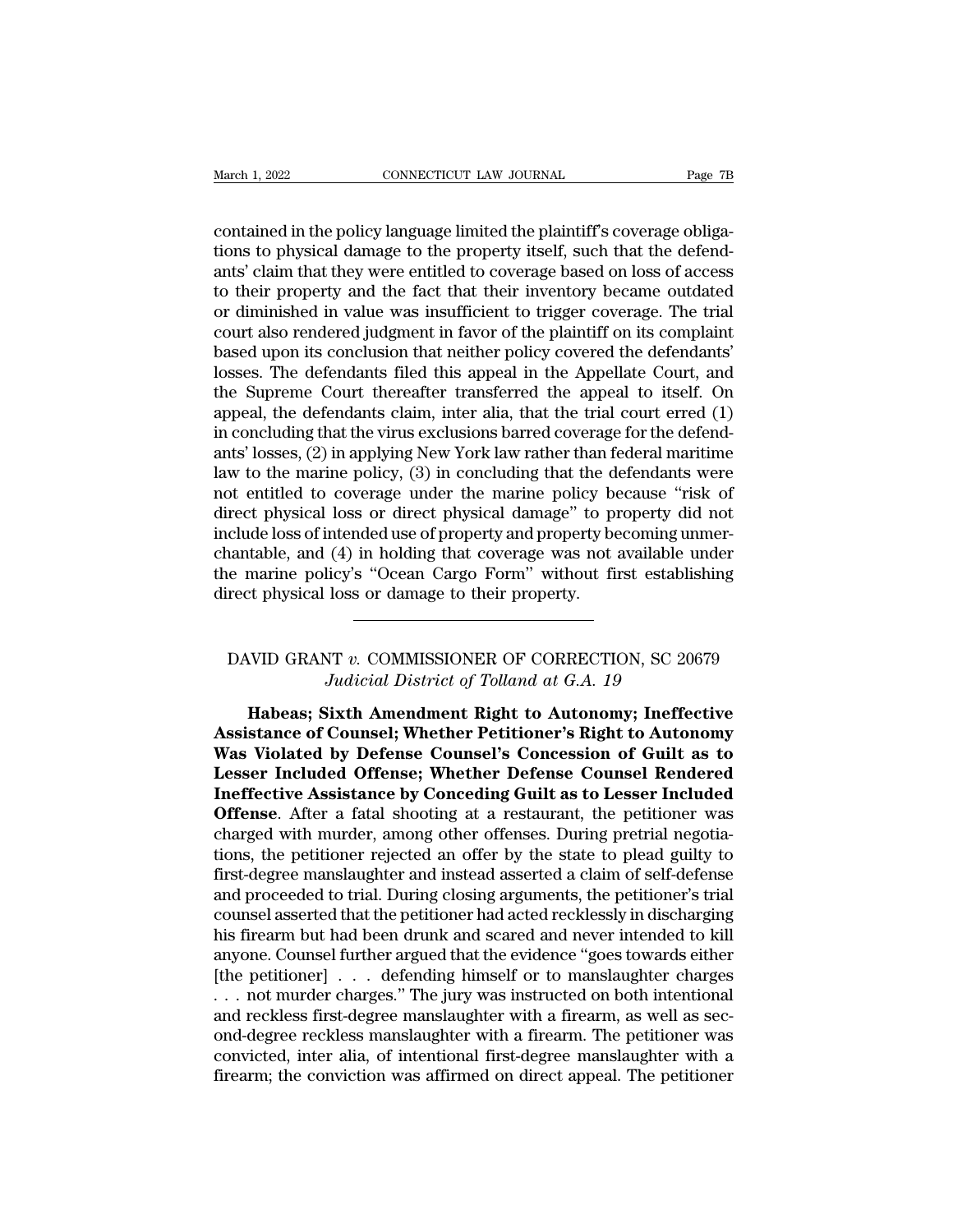contained in the policy language limited the plaintiff's coverage obligations to physical damage to the property itself, such that the defendants' claim that they were entitled to coverage based on loss of access to their property and the fact that their inventory became outdated or diminished in value was insufficient to trigger coverage. The trial court also rendered judgment in favor of the plaintiff on its complaint based upon its conclusion that neither policy covered the defendants' losses. The defendants filed this appeal in the Appellate Court, and the Supreme Court thereafter transferred the appeal to itself. On appeal, the defendants claim, inter alia, that the trial court erred (1) in concluding that the virus exclusions barred coverage for the defendants' losses, (2) in applying New York law rather than federal maritime law to the marine policy, (3) in concluding that the defendants were not entitled to coverage under the marine policy because "risk of direct physical loss or direct physical damage" to property did not include loss of intended use of property and property becoming unmerchantable, and (4) in holding that coverage was not available under the marine policy's "Ocean Cargo Form" without first establishing direct physical loss or damage to their property.

---

DAVID GRANT *v.* COMMISSIONER OF CORRECTION, SC 20679
*Judicial District of Tolland at G.A. 19*

**Habeas; Sixth Amendment Right to Autonomy; Ineffective Assistance of Counsel; Whether Petitioner's Right to Autonomy Was Violated by Defense Counsel's Concession of Guilt as to Lesser Included Offense; Whether Defense Counsel Rendered Ineffective Assistance by Conceding Guilt as to Lesser Included Offense**. After a fatal shooting at a restaurant, the petitioner was charged with murder, among other offenses. During pretrial negotiations, the petitioner rejected an offer by the state to plead guilty to first-degree manslaughter and instead asserted a claim of self-defense and proceeded to trial. During closing arguments, the petitioner's trial counsel asserted that the petitioner had acted recklessly in discharging his firearm but had been drunk and scared and never intended to kill anyone. Counsel further argued that the evidence "goes towards either [the petitioner] . . . defending himself or to manslaughter charges . . . not murder charges." The jury was instructed on both intentional and reckless first-degree manslaughter with a firearm, as well as second-degree reckless manslaughter with a firearm. The petitioner was convicted, inter alia, of intentional first-degree manslaughter with a firearm; the conviction was affirmed on direct appeal. The petitioner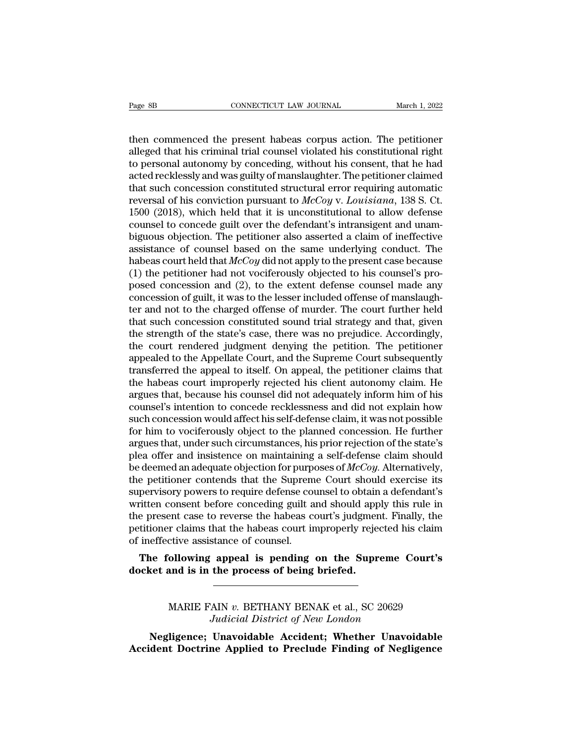then commenced the present habeas corpus action. The petitioner alleged that his criminal trial counsel violated his constitutional right to personal autonomy by conceding, without his consent, that he had acted recklessly and was guilty of manslaughter. The petitioner claimed that such concession constituted structural error requiring automatic reversal of his conviction pursuant to *McCoy* v. *Louisiana*, 138 S. Ct. 1500 (2018), which held that it is unconstitutional to allow defense counsel to concede guilt over the defendant's intransigent and unambiguous objection. The petitioner also asserted a claim of ineffective assistance of counsel based on the same underlying conduct. The habeas court held that *McCoy* did not apply to the present case because (1) the petitioner had not vociferously objected to his counsel's proposed concession and (2), to the extent defense counsel made any concession of guilt, it was to the lesser included offense of manslaughter and not to the charged offense of murder. The court further held that such concession constituted sound trial strategy and that, given the strength of the state's case, there was no prejudice. Accordingly, the court rendered judgment denying the petition. The petitioner appealed to the Appellate Court, and the Supreme Court subsequently transferred the appeal to itself. On appeal, the petitioner claims that the habeas court improperly rejected his client autonomy claim. He argues that, because his counsel did not adequately inform him of his counsel's intention to concede recklessness and did not explain how such concession would affect his self-defense claim, it was not possible for him to vociferously object to the planned concession. He further argues that, under such circumstances, his prior rejection of the state's plea offer and insistence on maintaining a self-defense claim should be deemed an adequate objection for purposes of *McCoy*. Alternatively, the petitioner contends that the Supreme Court should exercise its supervisory powers to require defense counsel to obtain a defendant's written consent before conceding guilt and should apply this rule in the present case to reverse the habeas court's judgment. Finally, the petitioner claims that the habeas court improperly rejected his claim of ineffective assistance of counsel.

**The following appeal is pending on the Supreme Court's docket and is in the process of being briefed.**

---

MARIE FAIN *v.* BETHANY BENAK et al., SC 20629
*Judicial District of New London*

**Negligence; Unavoidable Accident; Whether Unavoidable Accident Doctrine Applied to Preclude Finding of Negligence**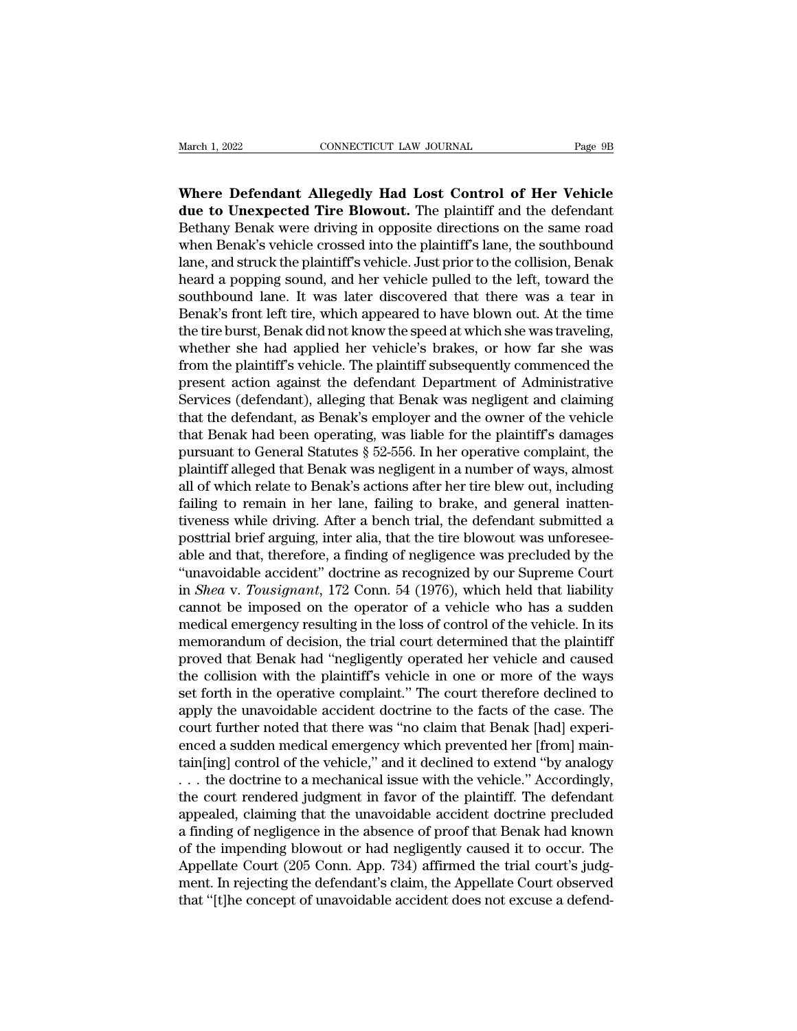**Where Defendant Allegedly Had Lost Control of Her Vehicle due to Unexpected Tire Blowout.** The plaintiff and the defendant Bethany Benak were driving in opposite directions on the same road when Benak's vehicle crossed into the plaintiff's lane, the southbound lane, and struck the plaintiff's vehicle. Just prior to the collision, Benak heard a popping sound, and her vehicle pulled to the left, toward the southbound lane. It was later discovered that there was a tear in Benak's front left tire, which appeared to have blown out. At the time the tire burst, Benak did not know the speed at which she was traveling, whether she had applied her vehicle's brakes, or how far she was from the plaintiff's vehicle. The plaintiff subsequently commenced the present action against the defendant Department of Administrative Services (defendant), alleging that Benak was negligent and claiming that the defendant, as Benak's employer and the owner of the vehicle that Benak had been operating, was liable for the plaintiff's damages pursuant to General Statutes § 52-556. In her operative complaint, the plaintiff alleged that Benak was negligent in a number of ways, almost all of which relate to Benak's actions after her tire blew out, including failing to remain in her lane, failing to brake, and general inattentiveness while driving. After a bench trial, the defendant submitted a posttrial brief arguing, inter alia, that the tire blowout was unforeseeable and that, therefore, a finding of negligence was precluded by the "unavoidable accident" doctrine as recognized by our Supreme Court in *Shea* v. *Tousignant*, 172 Conn. 54 (1976), which held that liability cannot be imposed on the operator of a vehicle who has a sudden medical emergency resulting in the loss of control of the vehicle. In its memorandum of decision, the trial court determined that the plaintiff proved that Benak had "negligently operated her vehicle and caused the collision with the plaintiff's vehicle in one or more of the ways set forth in the operative complaint." The court therefore declined to apply the unavoidable accident doctrine to the facts of the case. The court further noted that there was "no claim that Benak [had] experienced a sudden medical emergency which prevented her [from] maintain[ing] control of the vehicle," and it declined to extend "by analogy . . . the doctrine to a mechanical issue with the vehicle." Accordingly, the court rendered judgment in favor of the plaintiff. The defendant appealed, claiming that the unavoidable accident doctrine precluded a finding of negligence in the absence of proof that Benak had known of the impending blowout or had negligently caused it to occur. The Appellate Court (205 Conn. App. 734) affirmed the trial court's judgment. In rejecting the defendant's claim, the Appellate Court observed that "[t]he concept of unavoidable accident does not excuse a defend-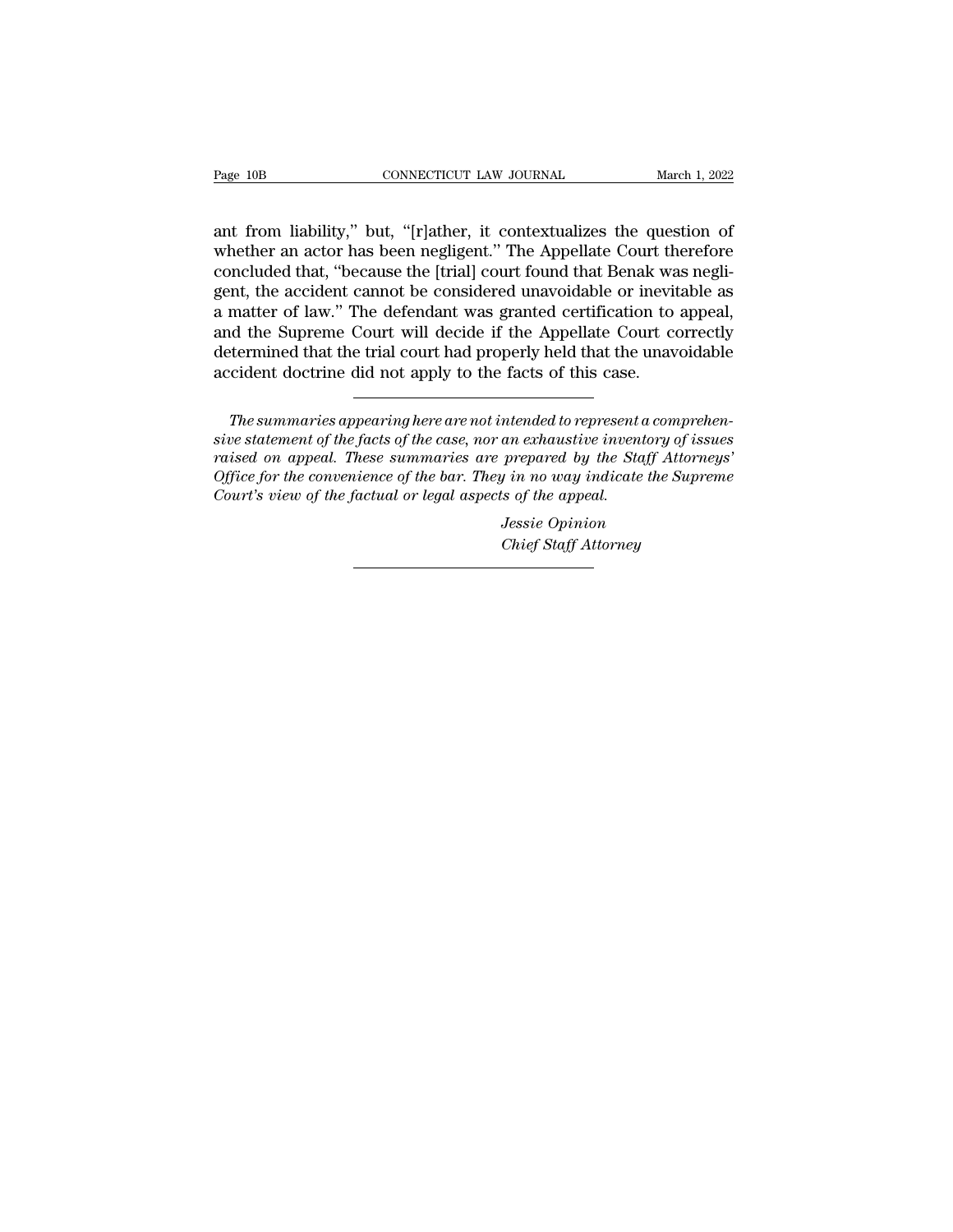ant from liability,'' but, ''[r]ather, it contextualizes the question of whether an actor has been negligent.'' The Appellate Court therefore concluded that, ''because the [trial] court found that Benak was negligent, the accident cannot be considered unavoidable or inevitable as a matter of law.'' The defendant was granted certification to appeal, and the Supreme Court will decide if the Appellate Court correctly determined that the trial court had properly held that the unavoidable accident doctrine did not apply to the facts of this case.

---

*The summaries appearing here are not intended to represent a comprehensive statement of the facts of the case, nor an exhaustive inventory of issues raised on appeal. These summaries are prepared by the Staff Attorneys' Office for the convenience of the bar. They in no way indicate the Supreme Court's view of the factual or legal aspects of the appeal.*

*Jessie Opinion*
*Chief Staff Attorney*

---